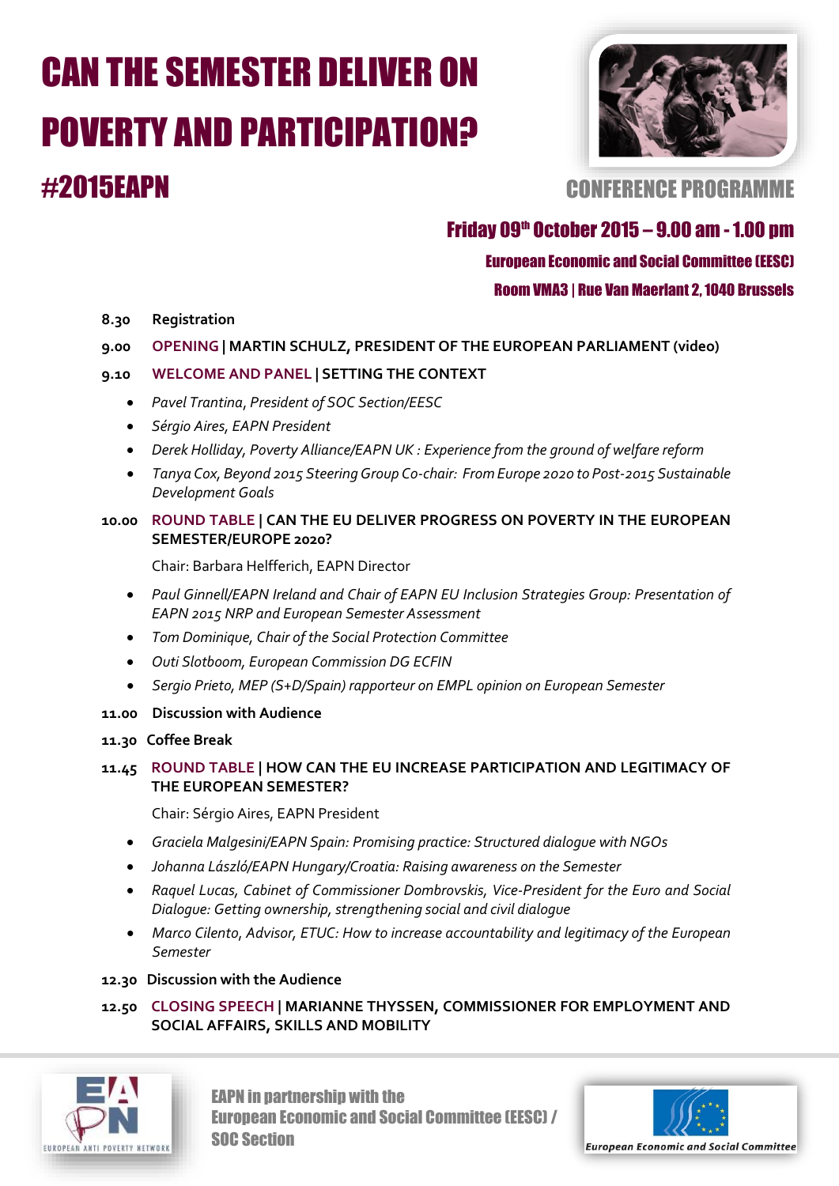# CAN THE SEMESTER DELIVER ON POVERTY AND PARTICIPATION?

## #2015EAPN

## CONFERENCE PROGRAMME

**Friday 09th October 2015 – 9.00 am - 1.00 pm**

**European Economic and Social Committee (EESC)**

**Room VMA3 | Rue Van Maerlant 2, 1040 Brussels**

**8.30 Registration**

**9.00 OPENING | MARTIN SCHULZ, PRESIDENT OF THE EUROPEAN PARLIAMENT (video)**

**9.10 WELCOME AND PANEL | SETTING THE CONTEXT**

- *Pavel Trantina, President of SOC Section/EESC*
- *Sérgio Aires, EAPN President*
- *Derek Holliday, Poverty Alliance/EAPN UK : Experience from the ground of welfare reform*
- *Tanya Cox, Beyond 2015 Steering Group Co-chair: From Europe 2020 to Post-2015 Sustainable Development Goals*

**10.00 ROUND TABLE | CAN THE EU DELIVER PROGRESS ON POVERTY IN THE EUROPEAN SEMESTER/EUROPE 2020?**

Chair: Barbara Helfferich, EAPN Director

- *Paul Ginnell/EAPN Ireland and Chair of EAPN EU Inclusion Strategies Group: Presentation of EAPN 2015 NRP and European Semester Assessment*
- *Tom Dominique, Chair of the Social Protection Committee*
- *Outi Slotboom, European Commission DG ECFIN*
- *Sergio Prieto, MEP (S+D/Spain) rapporteur on EMPL opinion on European Semester*

**11.00 Discussion with Audience**

**11.30 Coffee Break**

**11.45 ROUND TABLE | HOW CAN THE EU INCREASE PARTICIPATION AND LEGITIMACY OF THE EUROPEAN SEMESTER?**

Chair: Sérgio Aires, EAPN President

- *Graciela Malgesini/EAPN Spain: Promising practice: Structured dialogue with NGOs*
- *Johanna László/EAPN Hungary/Croatia: Raising awareness on the Semester*
- *Raquel Lucas, Cabinet of Commissioner Dombrovskis, Vice-President for the Euro and Social Dialogue: Getting ownership, strengthening social and civil dialogue*
- *Marco Cilento, Advisor, ETUC: How to increase accountability and legitimacy of the European Semester*

**12.30 Discussion with the Audience**

**12.50 CLOSING SPEECH | MARIANNE THYSSEN, COMMISSIONER FOR EMPLOYMENT AND SOCIAL AFFAIRS, SKILLS AND MOBILITY**

EUROPEAN ANTI POVERTY NETWORK

EAPN in partnership with the European Economic and Social Committee (EESC) / SOC Section

European Economic and Social Committee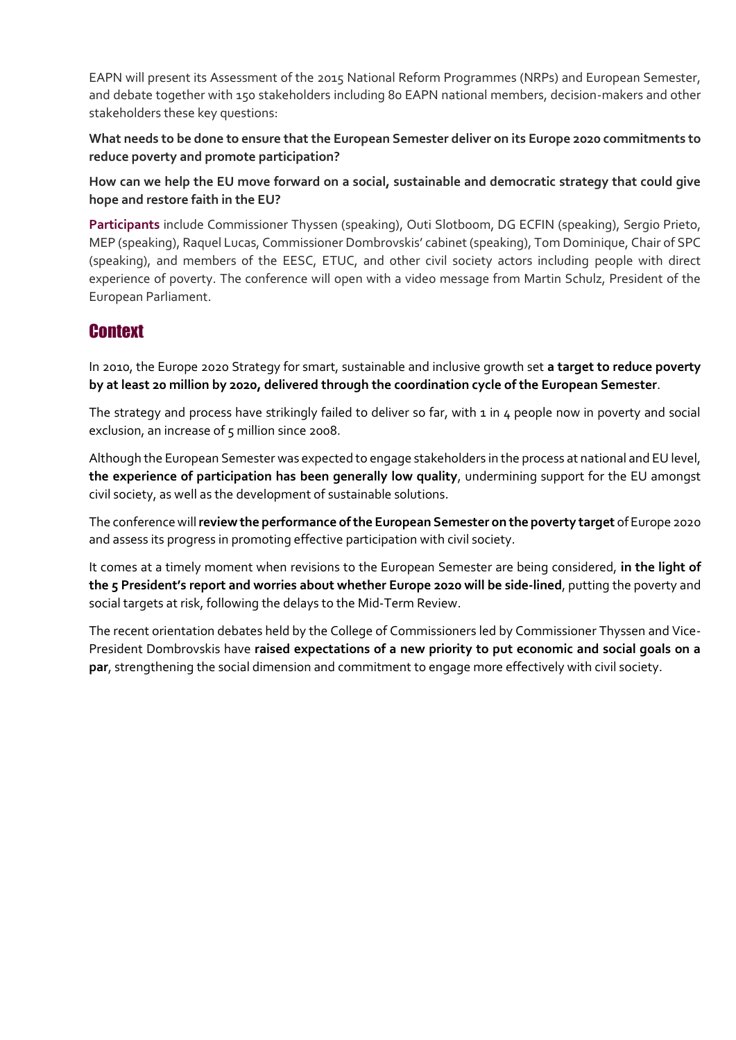EAPN will present its Assessment of the 2015 National Reform Programmes (NRPs) and European Semester, and debate together with 150 stakeholders including 80 EAPN national members, decision-makers and other stakeholders these key questions:

**What needs to be done to ensure that the European Semester deliver on its Europe 2020 commitments to reduce poverty and promote participation?**

**How can we help the EU move forward on a social, sustainable and democratic strategy that could give hope and restore faith in the EU?**

**Participants** include Commissioner Thyssen (speaking), Outi Slotboom, DG ECFIN (speaking), Sergio Prieto, MEP (speaking), Raquel Lucas, Commissioner Dombrovskis' cabinet (speaking), Tom Dominique, Chair of SPC (speaking), and members of the EESC, ETUC, and other civil society actors including people with direct experience of poverty. The conference will open with a video message from Martin Schulz, President of the European Parliament.

## Context

In 2010, the Europe 2020 Strategy for smart, sustainable and inclusive growth set **a target to reduce poverty by at least 20 million by 2020, delivered through the coordination cycle of the European Semester**.

The strategy and process have strikingly failed to deliver so far, with 1 in 4 people now in poverty and social exclusion, an increase of 5 million since 2008.

Although the European Semester was expected to engage stakeholders in the process at national and EU level, **the experience of participation has been generally low quality**, undermining support for the EU amongst civil society, as well as the development of sustainable solutions.

The conference will **review the performance of the European Semester on the poverty target** of Europe 2020 and assess its progress in promoting effective participation with civil society.

It comes at a timely moment when revisions to the European Semester are being considered, **in the light of the 5 President's report and worries about whether Europe 2020 will be side-lined**, putting the poverty and social targets at risk, following the delays to the Mid-Term Review.

The recent orientation debates held by the College of Commissioners led by Commissioner Thyssen and Vice-President Dombrovskis have **raised expectations of a new priority to put economic and social goals on a par**, strengthening the social dimension and commitment to engage more effectively with civil society.